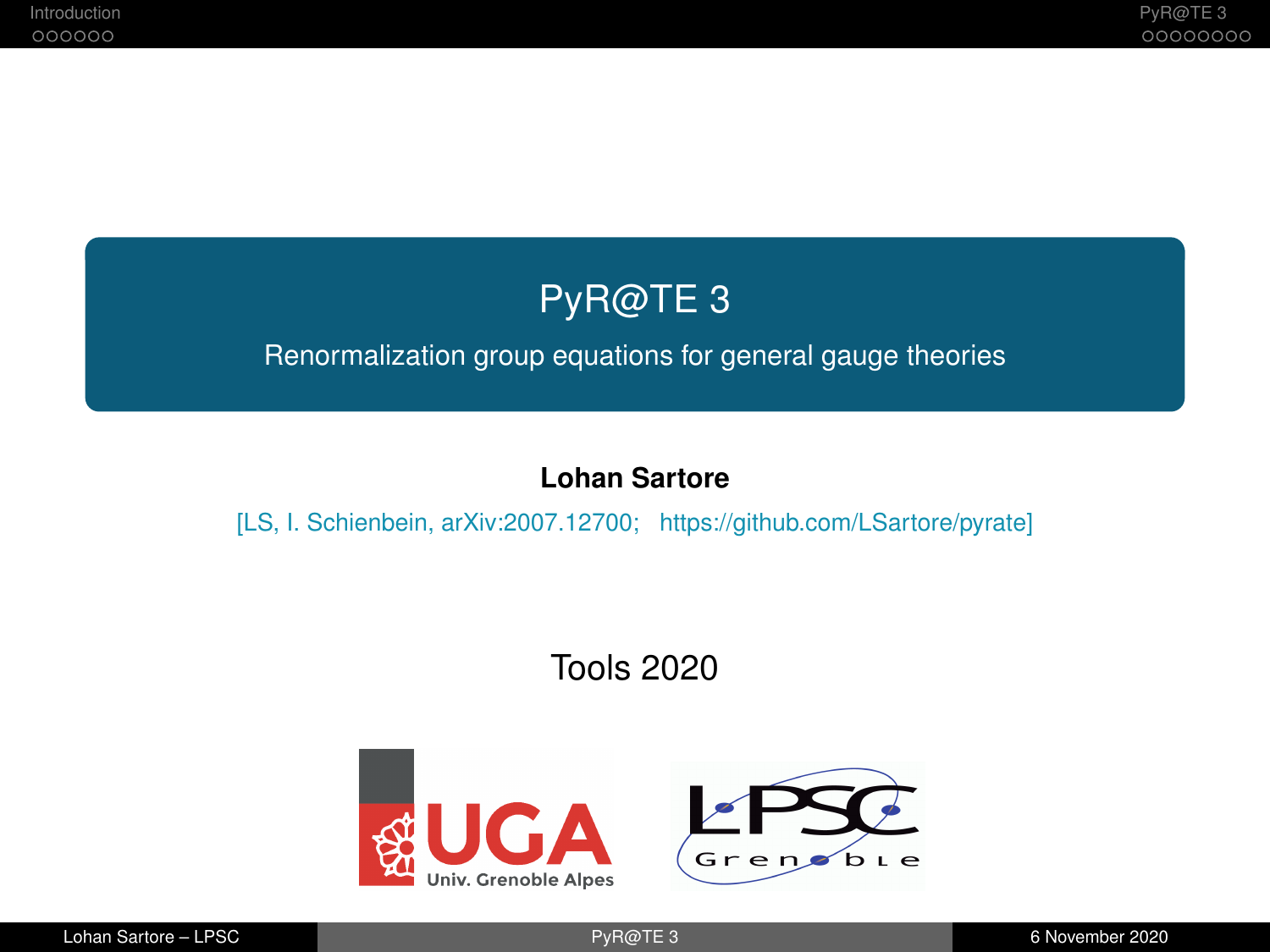# PyR@TE 3

Renormalization group equations for general gauge theories

**Lohan Sartore**

[LS, I. Schienbein, arXiv:2007.12700; https://github.com/LSartore/pyrate]

Tools 2020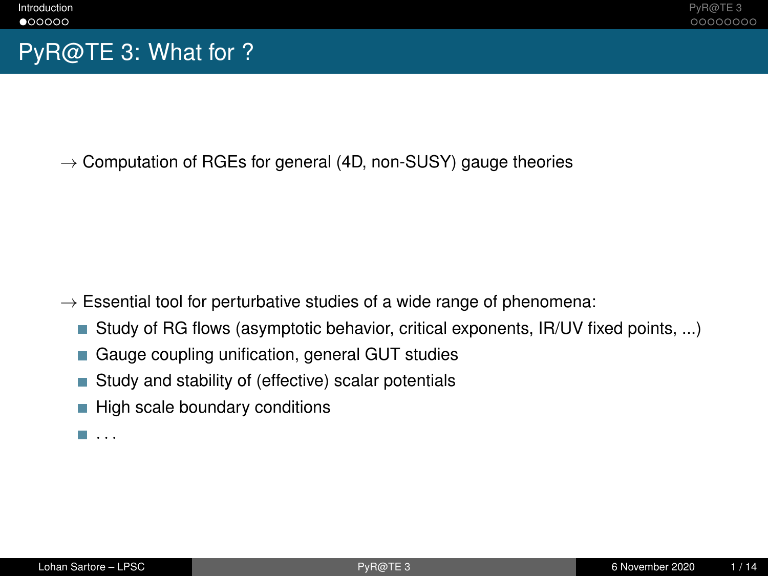# PyR@TE 3: What for ?

$\rightarrow$ Computation of RGEs for general (4D, non-SUSY) gauge theories

$\rightarrow$ Essential tool for perturbative studies of a wide range of phenomena:

- Study of RG flows (asymptotic behavior, critical exponents, IR/UV fixed points, ...)
- Gauge coupling unification, general GUT studies
- Study and stability of (effective) scalar potentials
- High scale boundary conditions
- ...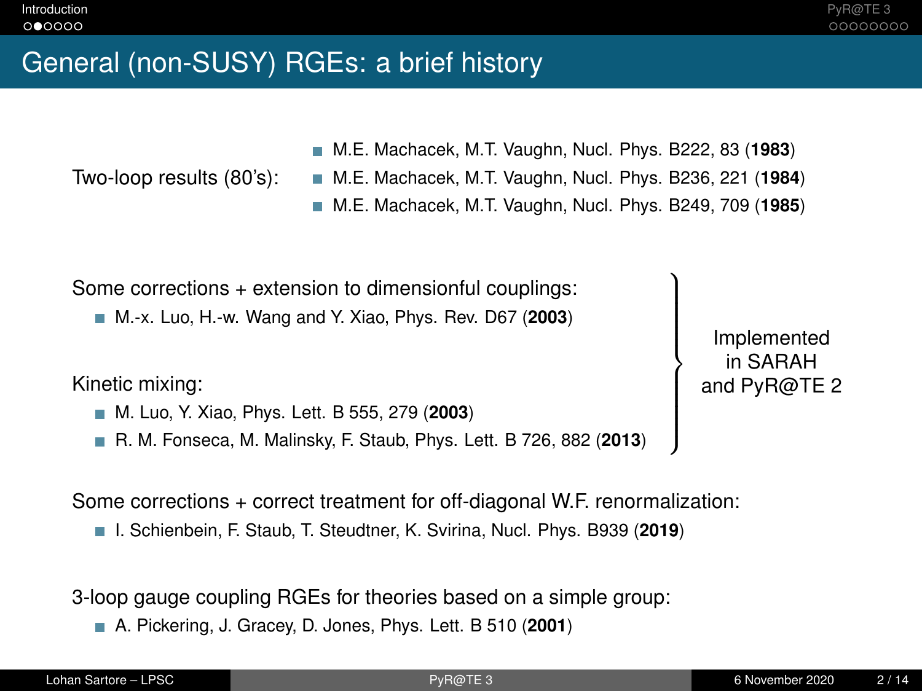# General (non-SUSY) RGEs: a brief history

Two-loop results (80's):

- M.E. Machacek, M.T. Vaughn, Nucl. Phys. B222, 83 (**1983**)
- M.E. Machacek, M.T. Vaughn, Nucl. Phys. B236, 221 (**1984**)
- M.E. Machacek, M.T. Vaughn, Nucl. Phys. B249, 709 (**1985**)

Some corrections + extension to dimensionful couplings:

- M.-x. Luo, H.-w. Wang and Y. Xiao, Phys. Rev. D67 (**2003**)

Kinetic mixing:

- M. Luo, Y. Xiao, Phys. Lett. B 555, 279 (**2003**)
- R. M. Fonseca, M. Malinsky, F. Staub, Phys. Lett. B 726, 882 (**2013**)

} Implemented in SARAH and PyR@TE 2

Some corrections + correct treatment for off-diagonal W.F. renormalization:

- I. Schienbein, F. Staub, T. Steudtner, K. Svirina, Nucl. Phys. B939 (**2019**)

3-loop gauge coupling RGEs for theories based on a simple group:

- A. Pickering, J. Gracey, D. Jones, Phys. Lett. B 510 (**2001**)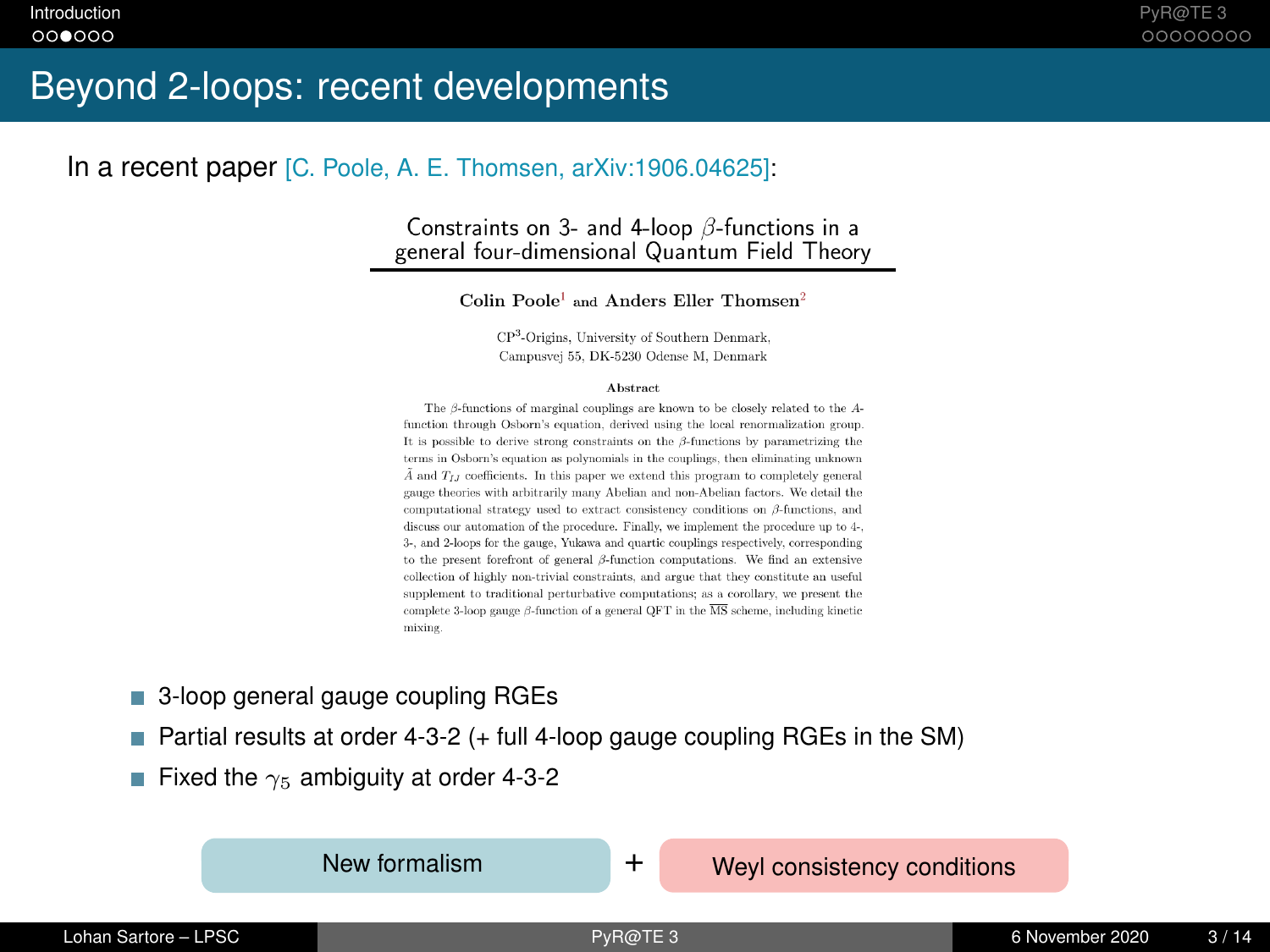# Beyond 2-loops: recent developments

In a recent paper [C. Poole, A. E. Thomsen, arXiv:1906.04625]:

## Constraints on 3- and 4-loop $\beta$-functions in a general four-dimensional Quantum Field Theory

**Colin Poole**[1] and **Anders Eller Thomsen**[2]

CP$^3$-Origins, University of Southern Denmark,
Campusvej 55, DK-5230 Odense M, Denmark

**Abstract**

The $\beta$-functions of marginal couplings are known to be closely related to the $A$-function through Osborn's equation, derived using the local renormalization group. It is possible to derive strong constraints on the $\beta$-functions by parametrizing the terms in Osborn's equation as polynomials in the couplings, then eliminating unknown $\tilde{A}$ and $T_{IJ}$ coefficients. In this paper we extend this program to completely general gauge theories with arbitrarily many Abelian and non-Abelian factors. We detail the computational strategy used to extract consistency conditions on $\beta$-functions, and discuss our automation of the procedure. Finally, we implement the procedure up to 4-, 3-, and 2-loops for the gauge, Yukawa and quartic couplings respectively, corresponding to the present forefront of general $\beta$-function computations. We find an extensive collection of highly non-trivial constraints, and argue that they constitute an useful supplement to traditional perturbative computations; as a corollary, we present the complete 3-loop gauge $\beta$-function of a general QFT in the $\overline{\text{MS}}$ scheme, including kinetic mixing.

- 3-loop general gauge coupling RGEs
- Partial results at order 4-3-2 (+ full 4-loop gauge coupling RGEs in the SM)
- Fixed the $\gamma_5$ ambiguity at order 4-3-2

New formalism + Weyl consistency conditions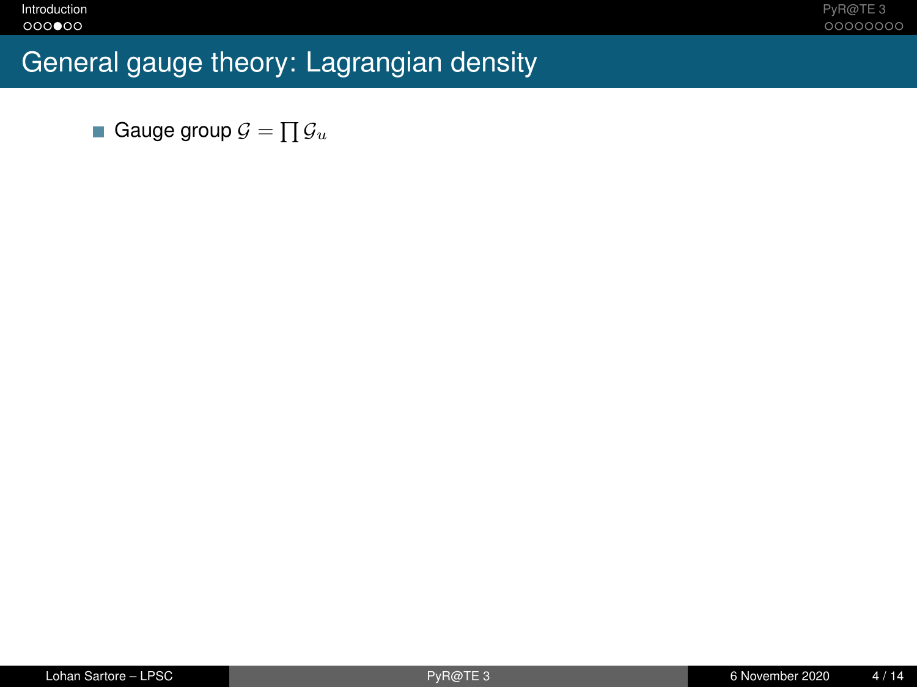# General gauge theory: Lagrangian density

- Gauge group $\mathcal{G} = \prod \mathcal{G}_u$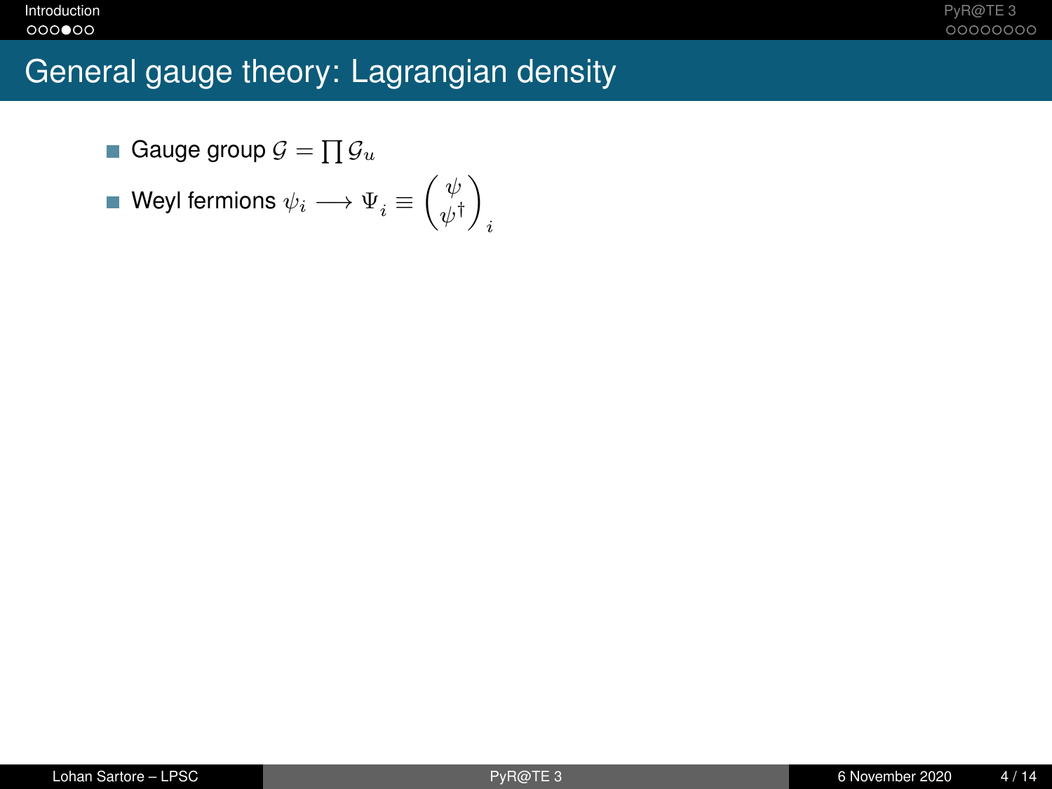# General gauge theory: Lagrangian density

- Gauge group $\mathcal{G} = \prod \mathcal{G}_u$
- Weyl fermions $\psi_i \longrightarrow \Psi_i \equiv \begin{pmatrix} \psi \\ \psi^\dagger \end{pmatrix}_i$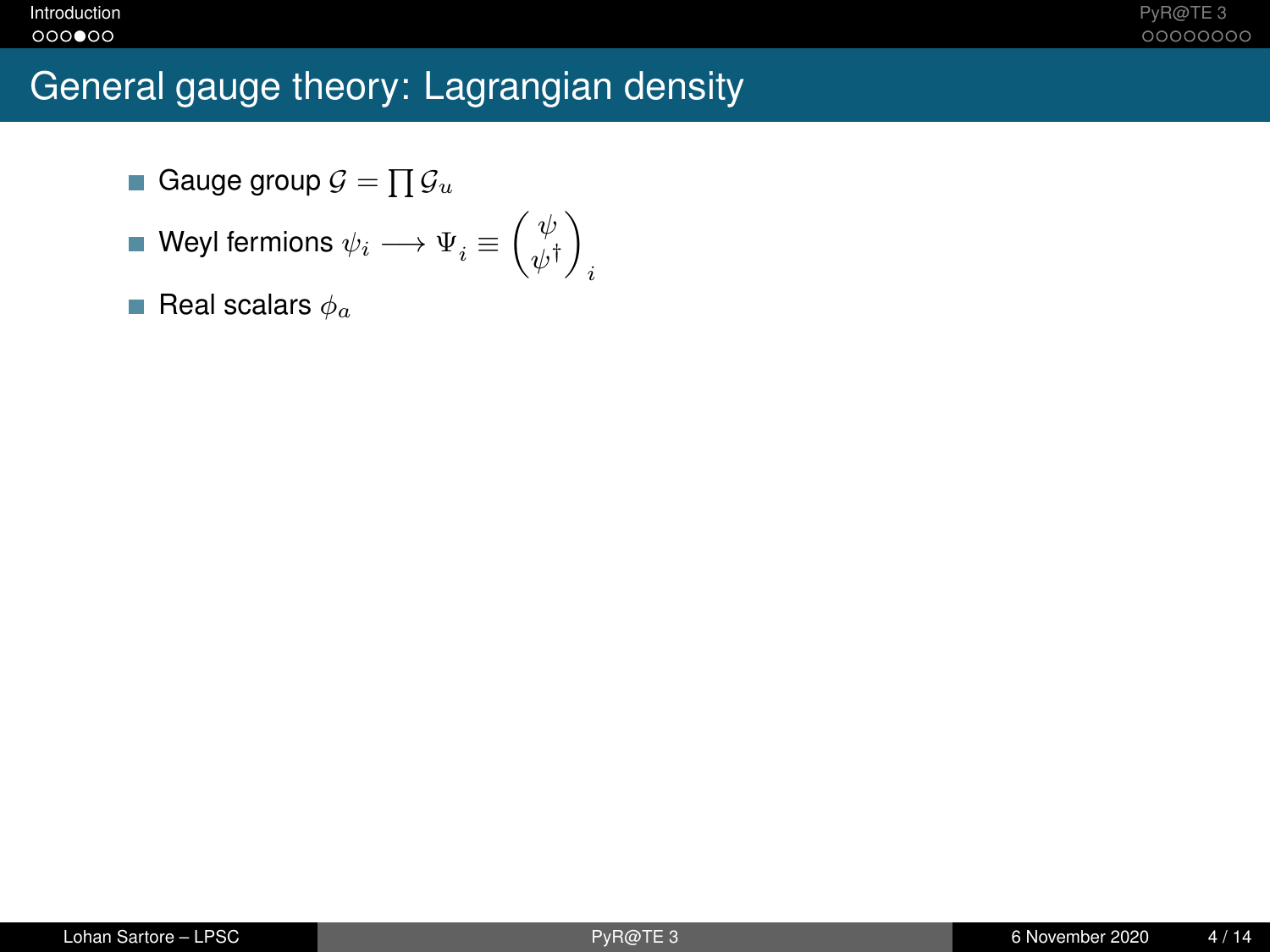# General gauge theory: Lagrangian density

- Gauge group $\mathcal{G} = \prod \mathcal{G}_u$
- Weyl fermions $\psi_i \longrightarrow \Psi_i \equiv \begin{pmatrix} \psi \\ \psi^\dagger \end{pmatrix}_i$
- Real scalars $\phi_a$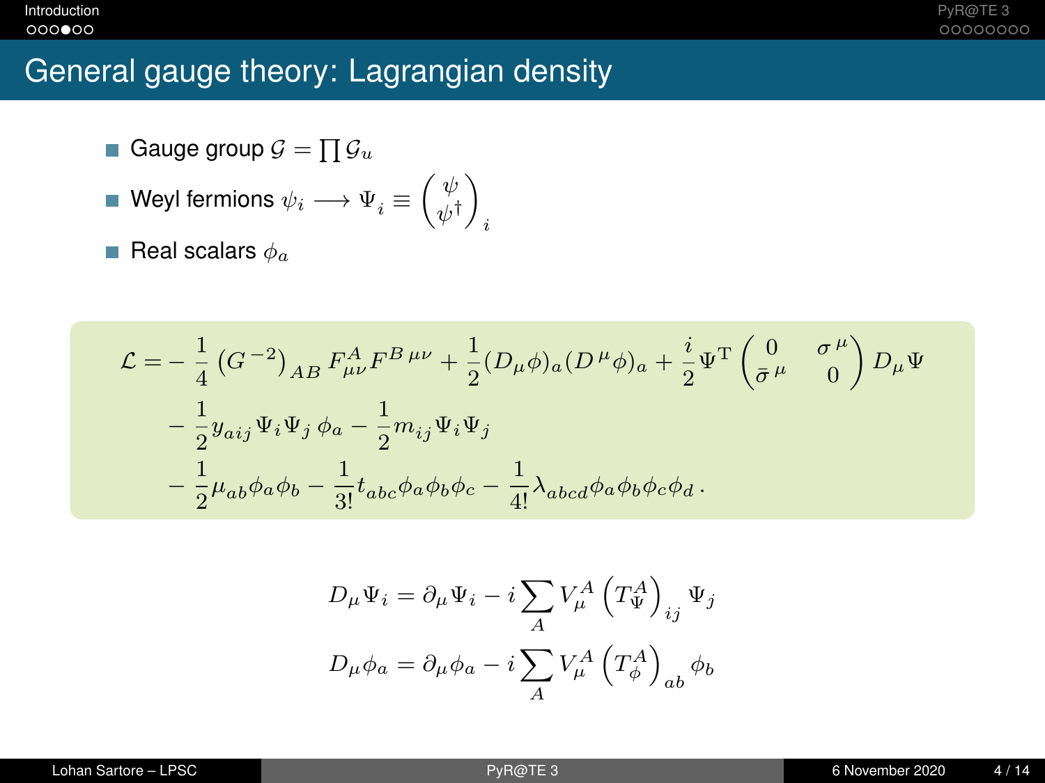# General gauge theory: Lagrangian density

- Gauge group $\mathcal{G} = \prod \mathcal{G}_u$
- Weyl fermions $\psi_i \longrightarrow \Psi_i \equiv \begin{pmatrix} \psi \\ \psi^\dagger \end{pmatrix}_i$
- Real scalars $\phi_a$

$$
\begin{aligned}
\mathcal{L} = & -\frac{1}{4}\left(G^{-2}\right)_{AB} F^A_{\mu\nu} F^{B\,\mu\nu} + \frac{1}{2}(D_\mu \phi)_a (D^\mu \phi)_a + \frac{i}{2}\Psi^{\mathrm{T}} \begin{pmatrix} 0 & \sigma^\mu \\ \bar{\sigma}^\mu & 0 \end{pmatrix} D_\mu \Psi \\
& - \frac{1}{2} y_{aij} \Psi_i \Psi_j \, \phi_a - \frac{1}{2} m_{ij} \Psi_i \Psi_j \\
& - \frac{1}{2}\mu_{ab}\phi_a\phi_b - \frac{1}{3!} t_{abc}\phi_a\phi_b\phi_c - \frac{1}{4!}\lambda_{abcd}\phi_a\phi_b\phi_c\phi_d \,.
\end{aligned}
$$

$$
D_\mu \Psi_i = \partial_\mu \Psi_i - i \sum_A V^A_\mu \left(T^A_\Psi\right)_{ij} \Psi_j
$$

$$
D_\mu \phi_a = \partial_\mu \phi_a - i \sum_A V^A_\mu \left(T^A_\phi\right)_{ab} \phi_b
$$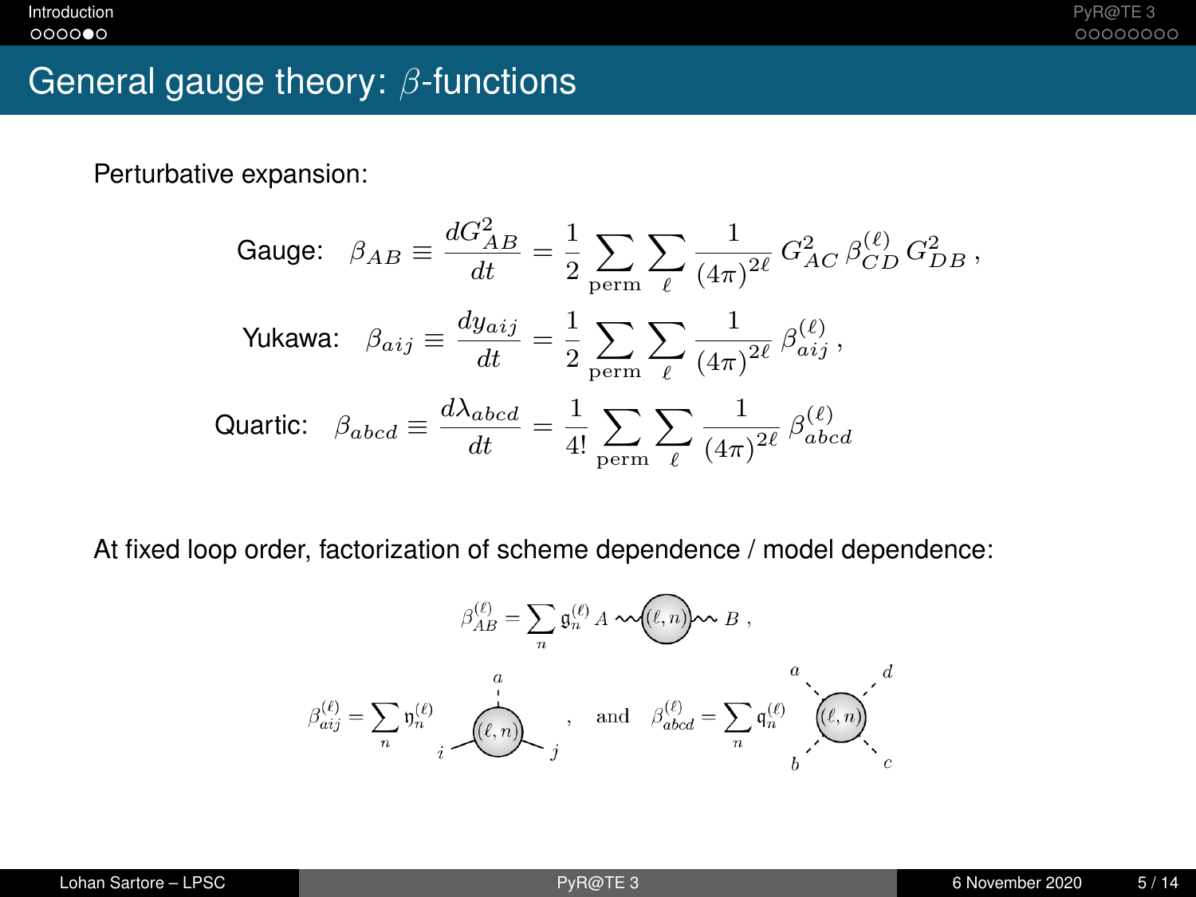# General gauge theory: $\beta$-functions

Perturbative expansion:

$$\text{Gauge:} \quad \beta_{AB} \equiv \frac{dG^2_{AB}}{dt} = \frac{1}{2} \sum_{\text{perm}} \sum_{\ell} \frac{1}{(4\pi)^{2\ell}} \, G^2_{AC} \, \beta^{(\ell)}_{CD} \, G^2_{DB} \, ,$$

$$\text{Yukawa:} \quad \beta_{aij} \equiv \frac{dy_{aij}}{dt} = \frac{1}{2} \sum_{\text{perm}} \sum_{\ell} \frac{1}{(4\pi)^{2\ell}} \, \beta^{(\ell)}_{aij} \, ,$$

$$\text{Quartic:} \quad \beta_{abcd} \equiv \frac{d\lambda_{abcd}}{dt} = \frac{1}{4!} \sum_{\text{perm}} \sum_{\ell} \frac{1}{(4\pi)^{2\ell}} \, \beta^{(\ell)}_{abcd}$$

At fixed loop order, factorization of scheme dependence / model dependence:

$$\beta^{(\ell)}_{AB} = \sum_n \mathfrak{g}^{(\ell)}_n \; A \sim\!\!\sim (\ell, n) \sim\!\!\sim B \, ,$$

$$\beta^{(\ell)}_{aij} = \sum_n \mathfrak{y}^{(\ell)}_n \; [(\ell, n) \text{ with legs } a, i, j] \, , \quad \text{and} \quad \beta^{(\ell)}_{abcd} = \sum_n \mathfrak{q}^{(\ell)}_n \; [(\ell, n) \text{ with legs } a, b, c, d]$$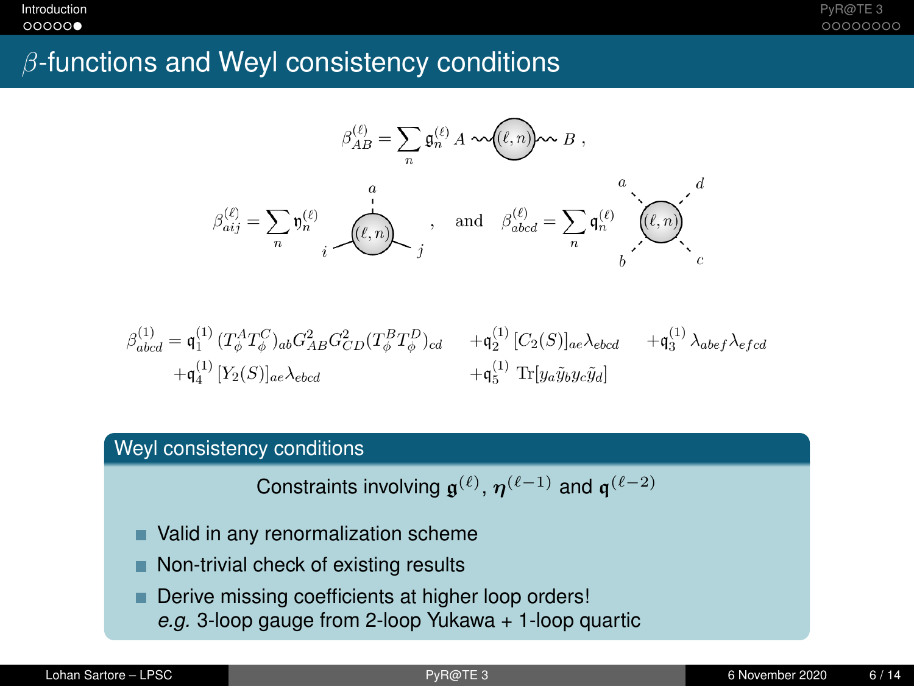# $\beta$-functions and Weyl consistency conditions

$$\beta_{AB}^{(\ell)} = \sum_n \mathfrak{g}_n^{(\ell)} \; A \sim\!\!\sim (\ell, n) \sim\!\!\sim B \,,$$

$$\beta_{aij}^{(\ell)} = \sum_n \mathfrak{y}_n^{(\ell)} \; [\text{vertex } (\ell,n) \text{ with legs } a, i, j] \,, \quad \text{and} \quad \beta_{abcd}^{(\ell)} = \sum_n \mathfrak{q}_n^{(\ell)} \; [\text{vertex } (\ell,n) \text{ with legs } a, b, c, d]$$

$$\beta_{abcd}^{(1)} = \mathfrak{q}_1^{(1)} \, (T_\phi^A T_\phi^C)_{ab} G_{AB}^2 G_{CD}^2 (T_\phi^B T_\phi^D)_{cd} \quad + \mathfrak{q}_2^{(1)} \, [C_2(S)]_{ae} \lambda_{ebcd} \quad + \mathfrak{q}_3^{(1)} \, \lambda_{abef} \lambda_{efcd}$$
$$+ \mathfrak{q}_4^{(1)} \, [Y_2(S)]_{ae} \lambda_{ebcd} \quad + \mathfrak{q}_5^{(1)} \, \mathrm{Tr}[y_a \tilde{y}_b y_c \tilde{y}_d]$$

## Weyl consistency conditions

Constraints involving $\mathfrak{g}^{(\ell)}$, $\boldsymbol{\eta}^{(\ell-1)}$ and $\mathfrak{q}^{(\ell-2)}$

- Valid in any renormalization scheme
- Non-trivial check of existing results
- Derive missing coefficients at higher loop orders!
  *e.g.* 3-loop gauge from 2-loop Yukawa + 1-loop quartic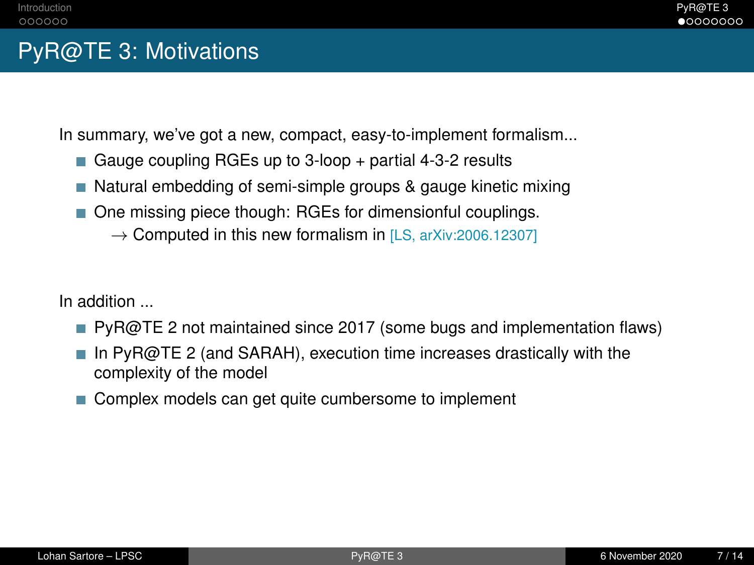# PyR@TE 3: Motivations

In summary, we've got a new, compact, easy-to-implement formalism...

- Gauge coupling RGEs up to 3-loop + partial 4-3-2 results
- Natural embedding of semi-simple groups & gauge kinetic mixing
- One missing piece though: RGEs for dimensionful couplings.
  $\rightarrow$ Computed in this new formalism in [LS, arXiv:2006.12307]

In addition ...

- PyR@TE 2 not maintained since 2017 (some bugs and implementation flaws)
- In PyR@TE 2 (and SARAH), execution time increases drastically with the complexity of the model
- Complex models can get quite cumbersome to implement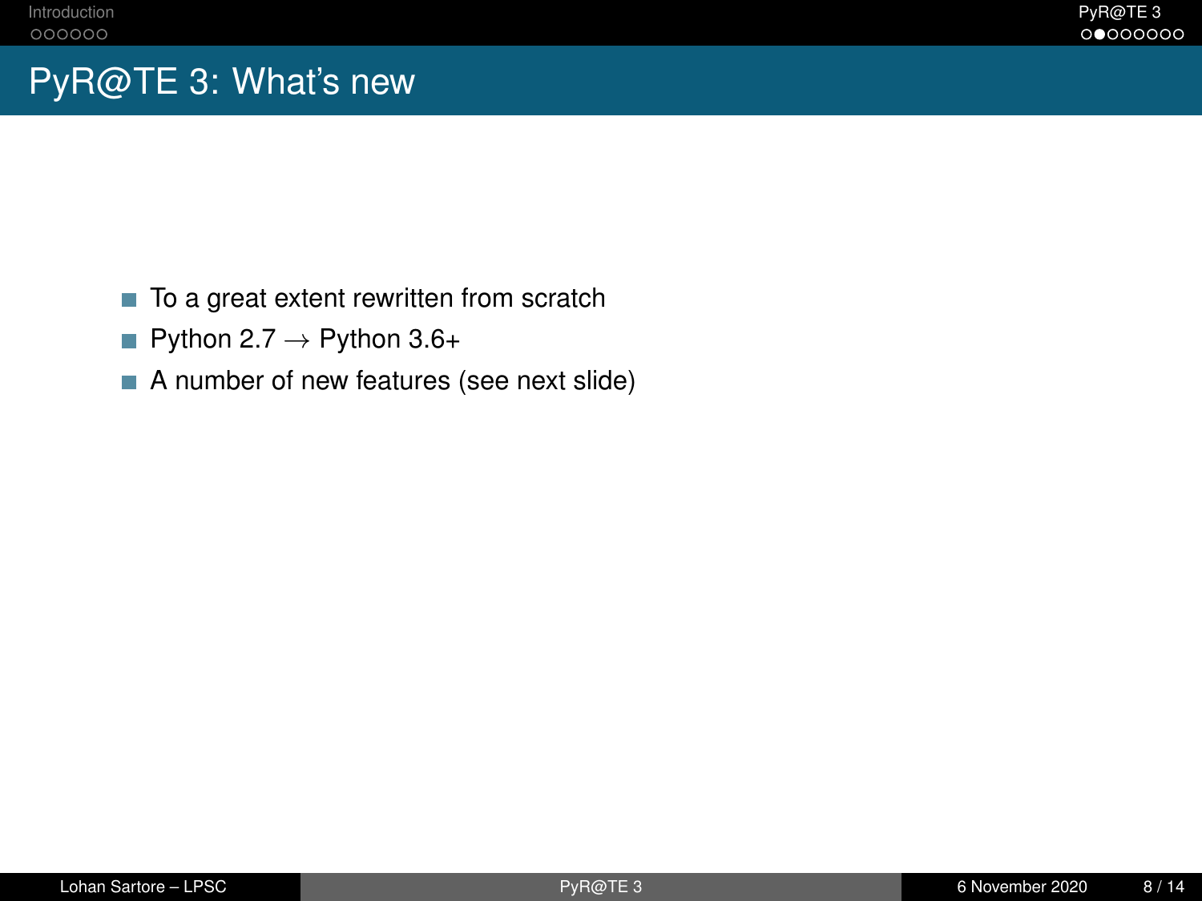# PyR@TE 3: What's new

- To a great extent rewritten from scratch
- Python 2.7 $\rightarrow$ Python 3.6+
- A number of new features (see next slide)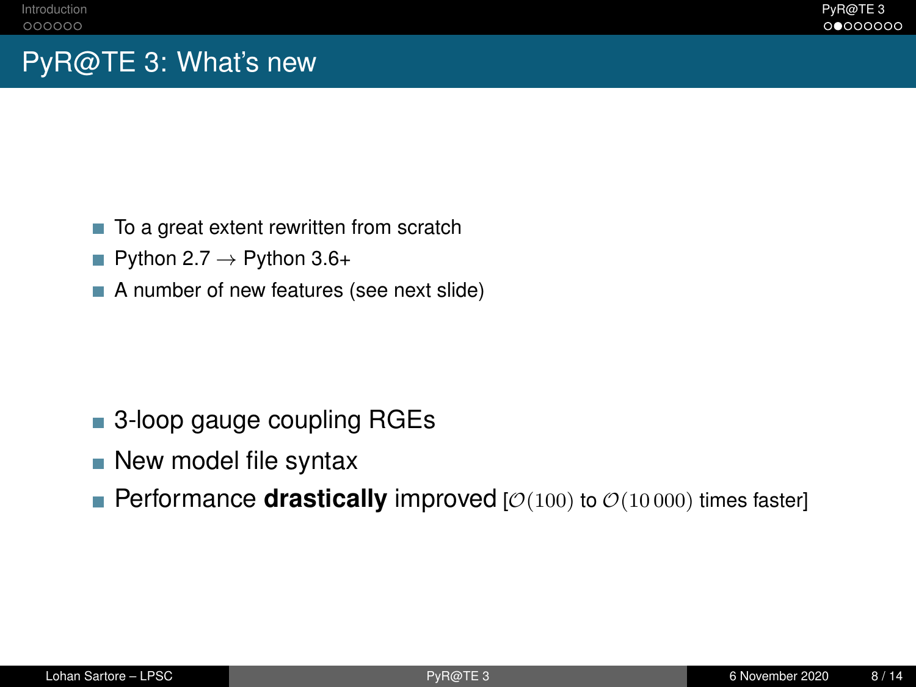# PyR@TE 3: What's new

- To a great extent rewritten from scratch
- Python 2.7 $\rightarrow$ Python 3.6+
- A number of new features (see next slide)

- 3-loop gauge coupling RGEs
- New model file syntax
- Performance **drastically** improved [$\mathcal{O}(100)$ to $\mathcal{O}(10\,000)$ times faster]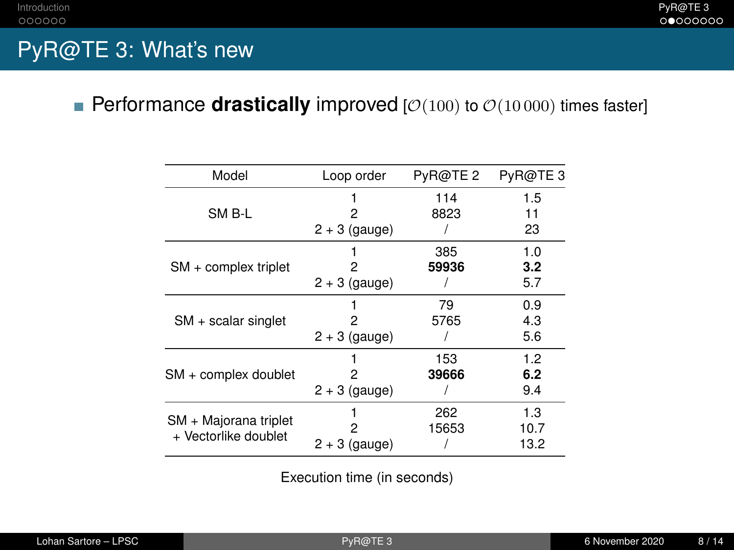# PyR@TE 3: What's new

- Performance **drastically** improved [$\mathcal{O}(100)$ to $\mathcal{O}(10\,000)$ times faster]

| Model | Loop order | PyR@TE 2 | PyR@TE 3 |
|---|---|---|---|
| SM B-L | 1 | 114 | 1.5 |
| | 2 | 8823 | 11 |
| | 2 + 3 (gauge) | / | 23 |
| SM + complex triplet | 1 | 385 | 1.0 |
| | 2 | **59936** | **3.2** |
| | 2 + 3 (gauge) | / | 5.7 |
| SM + scalar singlet | 1 | 79 | 0.9 |
| | 2 | 5765 | 4.3 |
| | 2 + 3 (gauge) | / | 5.6 |
| SM + complex doublet | 1 | 153 | 1.2 |
| | 2 | **39666** | **6.2** |
| | 2 + 3 (gauge) | / | 9.4 |
| SM + Majorana triplet + Vectorlike doublet | 1 | 262 | 1.3 |
| | 2 | 15653 | 10.7 |
| | 2 + 3 (gauge) | / | 13.2 |

Execution time (in seconds)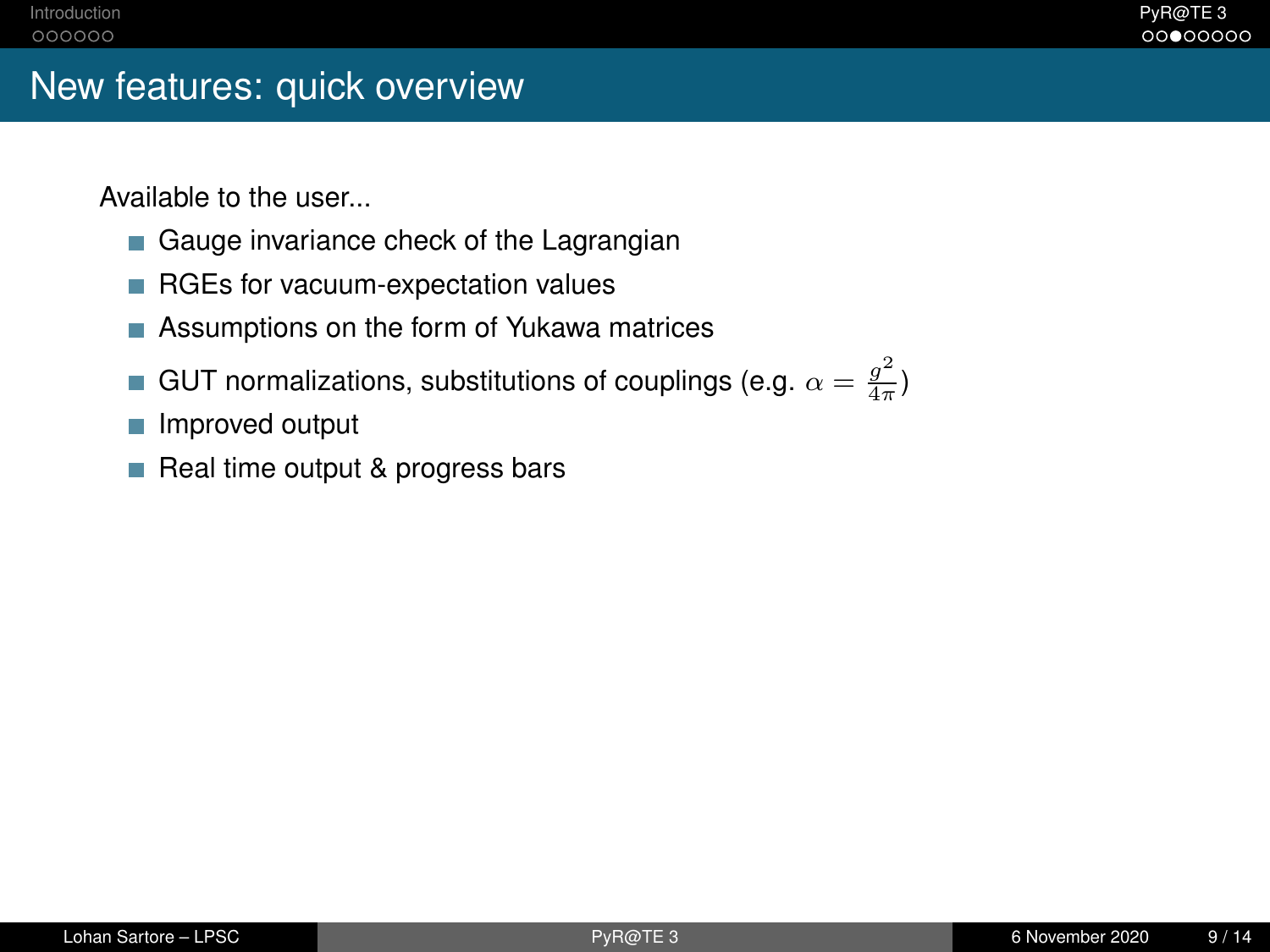# New features: quick overview

Available to the user...

- Gauge invariance check of the Lagrangian
- RGEs for vacuum-expectation values
- Assumptions on the form of Yukawa matrices
- GUT normalizations, substitutions of couplings (e.g. $\alpha = \frac{g^2}{4\pi}$)
- Improved output
- Real time output & progress bars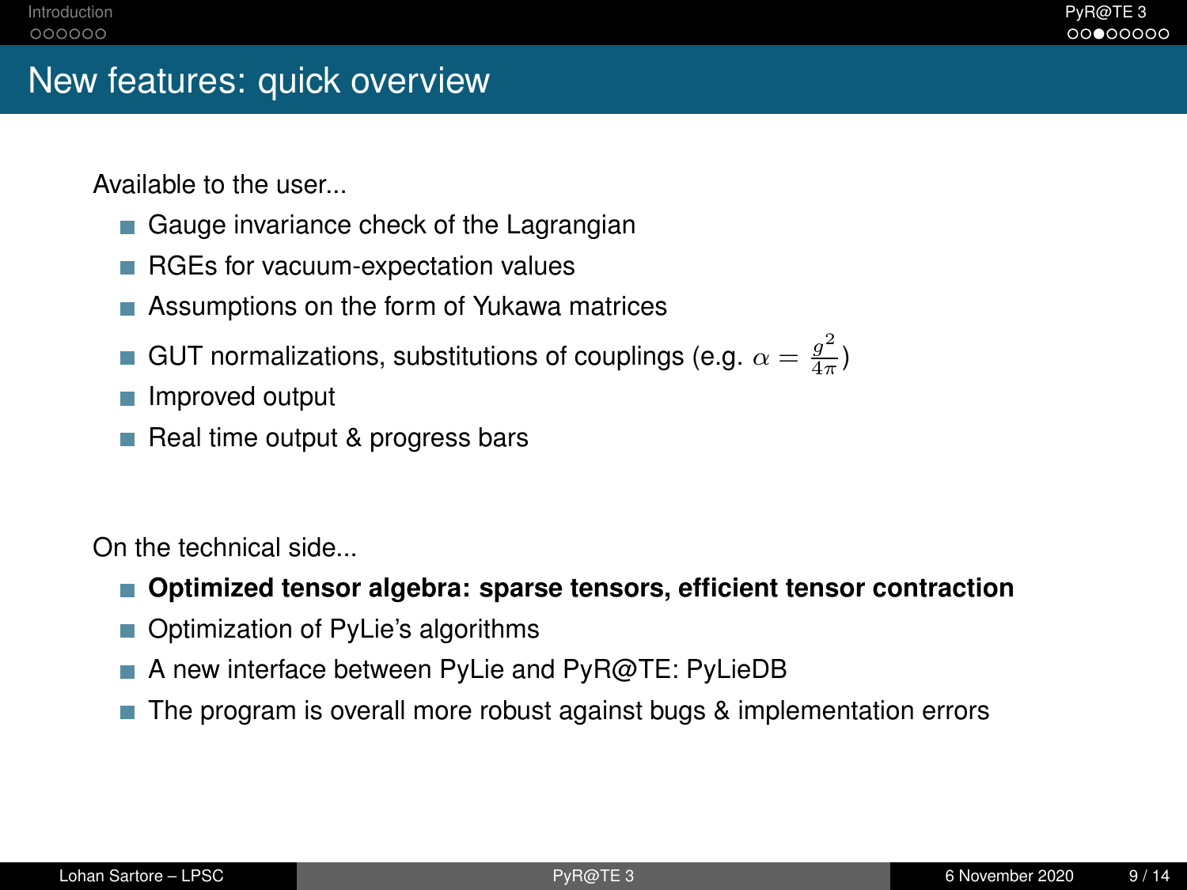# New features: quick overview

Available to the user...

- Gauge invariance check of the Lagrangian
- RGEs for vacuum-expectation values
- Assumptions on the form of Yukawa matrices
- GUT normalizations, substitutions of couplings (e.g. $\alpha = \frac{g^2}{4\pi}$)
- Improved output
- Real time output & progress bars

On the technical side...

- **Optimized tensor algebra: sparse tensors, efficient tensor contraction**
- Optimization of PyLie's algorithms
- A new interface between PyLie and PyR@TE: PyLieDB
- The program is overall more robust against bugs & implementation errors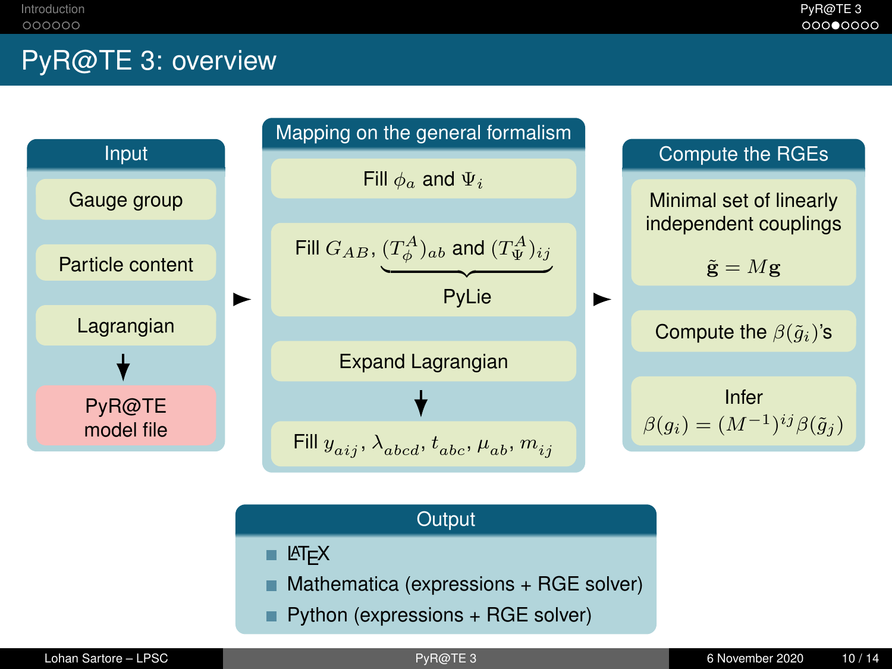# PyR@TE 3: overview

## Input

- Gauge group
- Particle content
- Lagrangian

↓

- PyR@TE model file

►

## Mapping on the general formalism

- Fill $\phi_a$ and $\Psi_i$
- Fill $G_{AB}$, $\underbrace{(T^A_\phi)_{ab} \text{ and } (T^A_\Psi)_{ij}}_{\text{PyLie}}$
- Expand Lagrangian

↓

- Fill $y_{aij}$, $\lambda_{abcd}$, $t_{abc}$, $\mu_{ab}$, $m_{ij}$

►

## Compute the RGEs

- Minimal set of linearly independent couplings

  $\tilde{\mathbf{g}} = M\mathbf{g}$

- Compute the $\beta(\tilde{g}_i)$'s
- Infer

  $\beta(g_i) = (M^{-1})^{ij} \beta(\tilde{g}_j)$

## Output

- LaTeX
- Mathematica (expressions + RGE solver)
- Python (expressions + RGE solver)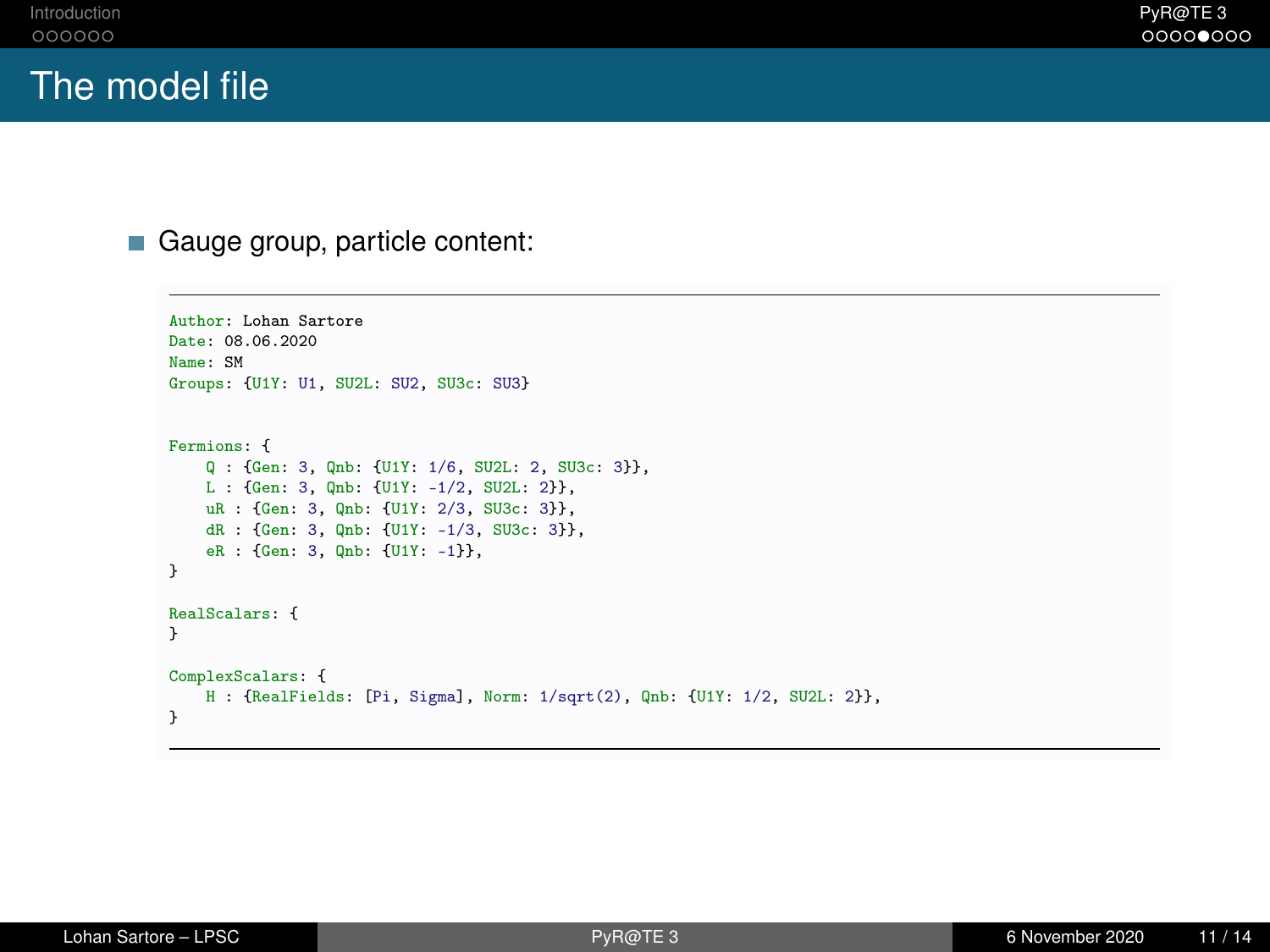# The model file

- Gauge group, particle content:

```
Author: Lohan Sartore
Date: 08.06.2020
Name: SM
Groups: {U1Y: U1, SU2L: SU2, SU3c: SU3}


Fermions: {
    Q : {Gen: 3, Qnb: {U1Y: 1/6, SU2L: 2, SU3c: 3}},
    L : {Gen: 3, Qnb: {U1Y: -1/2, SU2L: 2}},
    uR : {Gen: 3, Qnb: {U1Y: 2/3, SU3c: 3}},
    dR : {Gen: 3, Qnb: {U1Y: -1/3, SU3c: 3}},
    eR : {Gen: 3, Qnb: {U1Y: -1}},
}

RealScalars: {
}

ComplexScalars: {
    H : {RealFields: [Pi, Sigma], Norm: 1/sqrt(2), Qnb: {U1Y: 1/2, SU2L: 2}},
}
```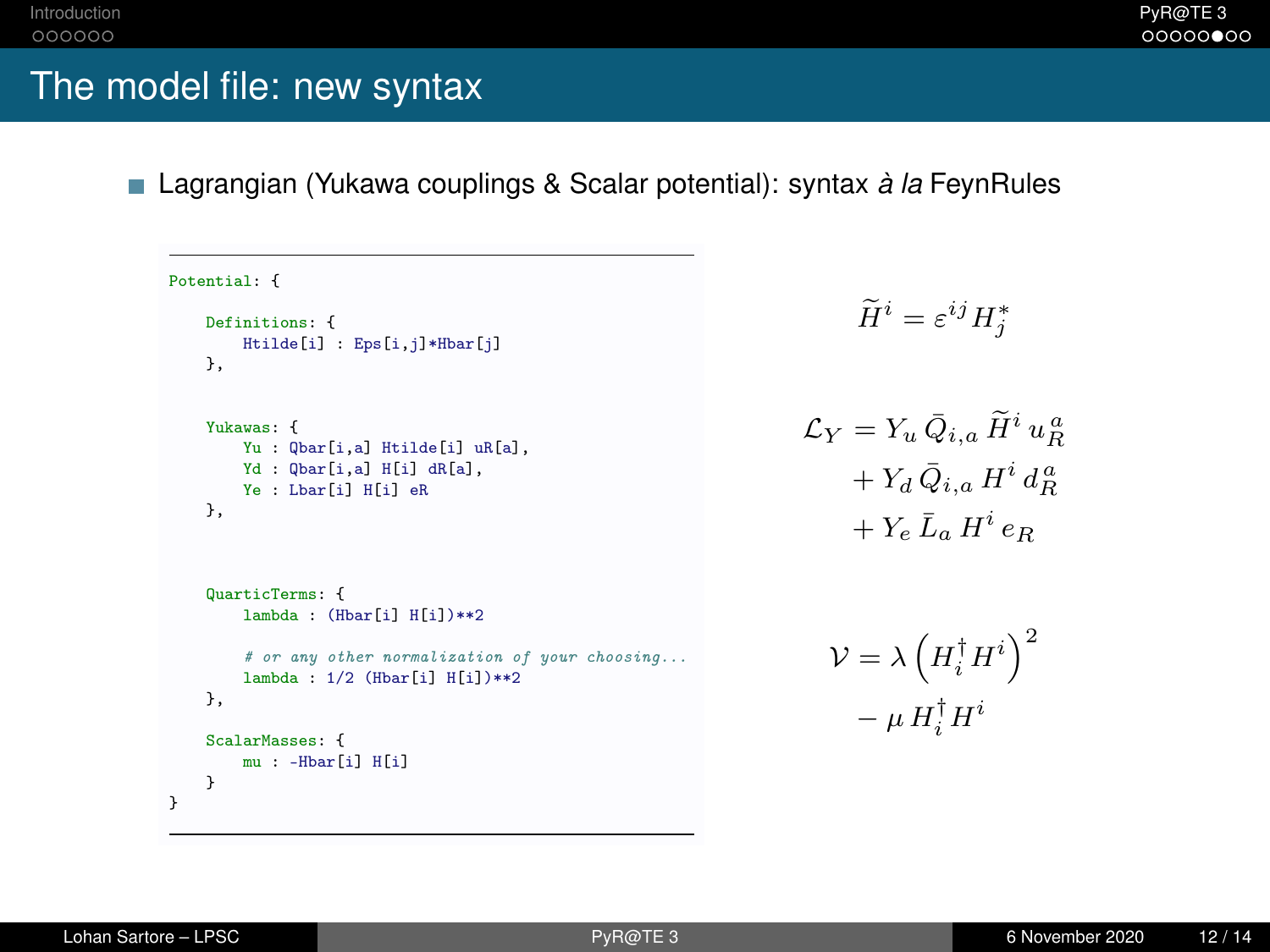# The model file: new syntax

- Lagrangian (Yukawa couplings & Scalar potential): syntax *à la* FeynRules

```
Potential: {

    Definitions: {
        Htilde[i] : Eps[i,j]*Hbar[j]
    },


    Yukawas: {
        Yu : Qbar[i,a] Htilde[i] uR[a],
        Yd : Qbar[i,a] H[i] dR[a],
        Ye : Lbar[i] H[i] eR
    },



    QuarticTerms: {
        lambda : (Hbar[i] H[i])**2

        # or any other normalization of your choosing...
        lambda : 1/2 (Hbar[i] H[i])**2
    },

    ScalarMasses: {
        mu : -Hbar[i] H[i]
    }
}
```

$$\widetilde{H}^i = \varepsilon^{ij} H_j^*$$

$$\begin{aligned}\mathcal{L}_Y &= Y_u\, \bar{Q}_{i,a}\, \widetilde{H}^i\, u_R^a \\ &+ Y_d\, \bar{Q}_{i,a}\, H^i\, d_R^a \\ &+ Y_e\, \bar{L}_a\, H^i\, e_R\end{aligned}$$

$$\begin{aligned}\mathcal{V} &= \lambda \left( H_i^\dagger H^i \right)^2 \\ &- \mu\, H_i^\dagger H^i\end{aligned}$$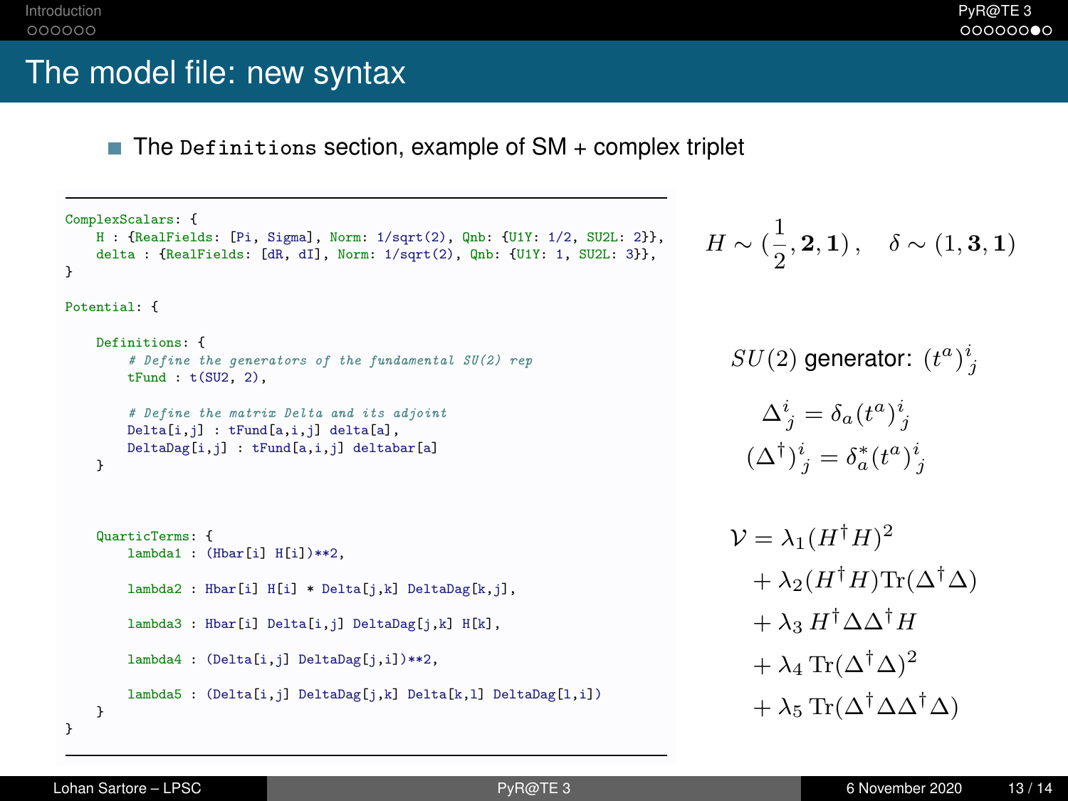# The model file: new syntax

- The `Definitions` section, example of SM + complex triplet

```
ComplexScalars: {
    H : {RealFields: [Pi, Sigma], Norm: 1/sqrt(2), Qnb: {U1Y: 1/2, SU2L: 2}},
    delta : {RealFields: [dR, dI], Norm: 1/sqrt(2), Qnb: {U1Y: 1, SU2L: 3}},
}

Potential: {

    Definitions: {
        # Define the generators of the fundamental SU(2) rep
        tFund : t(SU2, 2),

        # Define the matrix Delta and its adjoint
        Delta[i,j] : tFund[a,i,j] delta[a],
        DeltaDag[i,j] : tFund[a,i,j] deltabar[a]
    }



    QuarticTerms: {
        lambda1 : (Hbar[i] H[i])**2,

        lambda2 : Hbar[i] H[i] * Delta[j,k] DeltaDag[k,j],

        lambda3 : Hbar[i] Delta[i,j] DeltaDag[j,k] H[k],

        lambda4 : (Delta[i,j] DeltaDag[j,i])**2,

        lambda5 : (Delta[i,j] DeltaDag[j,k] Delta[k,l] DeltaDag[l,i])
    }
}
```

$$H \sim (\frac{1}{2}, \mathbf{2}, \mathbf{1})\,, \quad \delta \sim (1, \mathbf{3}, \mathbf{1})$$

$SU(2)$ generator: $(t^a)^i_{\;j}$

$$\Delta^i_{\;j} = \delta_a (t^a)^i_{\;j}$$
$$(\Delta^\dagger)^i_{\;j} = \delta^*_a (t^a)^i_{\;j}$$

$$\begin{aligned}
\mathcal{V} = &\lambda_1 (H^\dagger H)^2 \\
&+ \lambda_2 (H^\dagger H) \mathrm{Tr}(\Delta^\dagger \Delta) \\
&+ \lambda_3\, H^\dagger \Delta \Delta^\dagger H \\
&+ \lambda_4\, \mathrm{Tr}(\Delta^\dagger \Delta)^2 \\
&+ \lambda_5\, \mathrm{Tr}(\Delta^\dagger \Delta \Delta^\dagger \Delta)
\end{aligned}$$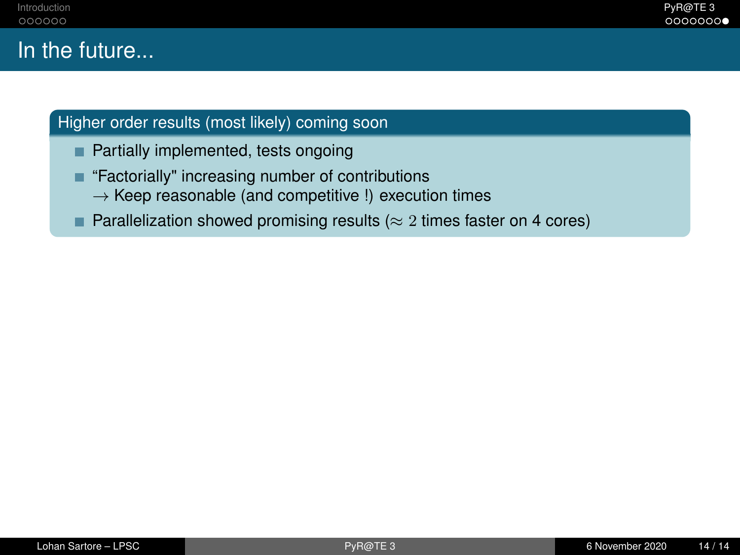# In the future...

## Higher order results (most likely) coming soon

- Partially implemented, tests ongoing
- “Factorially" increasing number of contributions
  $\rightarrow$ Keep reasonable (and competitive !) execution times
- Parallelization showed promising results ($\approx 2$ times faster on 4 cores)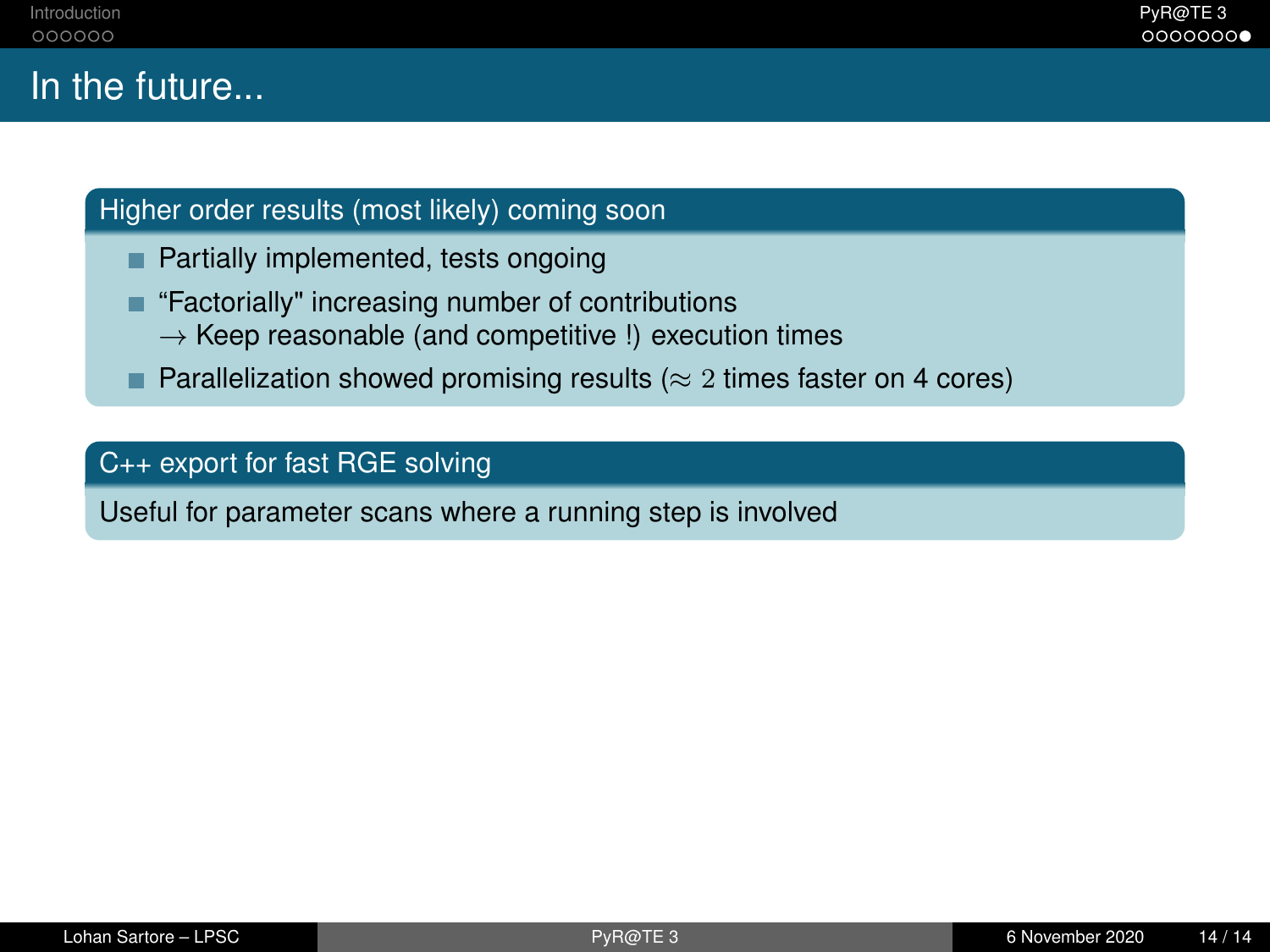# In the future...

## Higher order results (most likely) coming soon

- Partially implemented, tests ongoing
- “Factorially" increasing number of contributions
  $\rightarrow$ Keep reasonable (and competitive !) execution times
- Parallelization showed promising results ($\approx 2$ times faster on 4 cores)

## C++ export for fast RGE solving

Useful for parameter scans where a running step is involved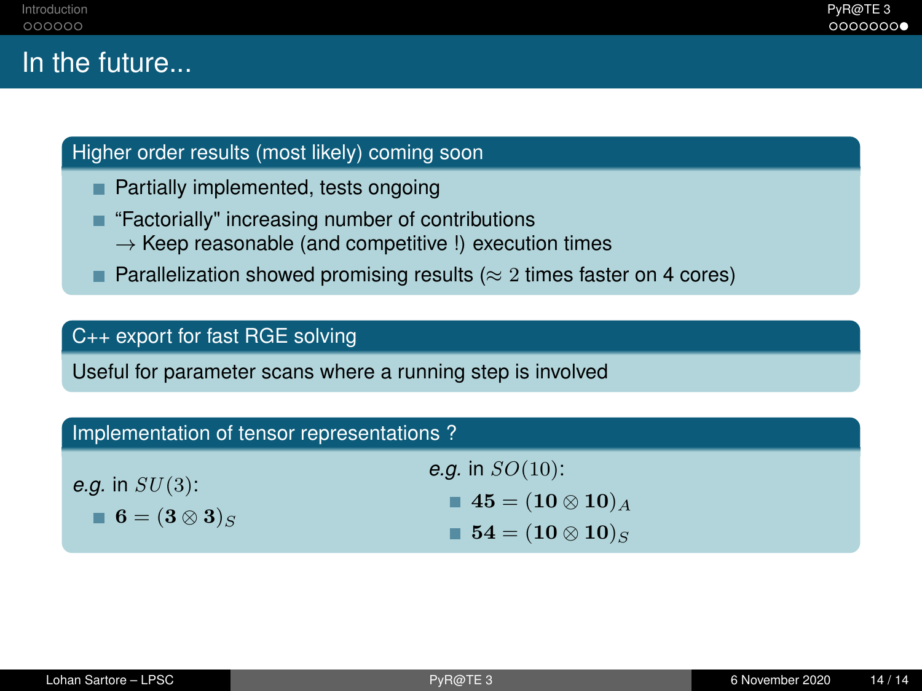# In the future...

## Higher order results (most likely) coming soon

- Partially implemented, tests ongoing
- “Factorially" increasing number of contributions
  $\rightarrow$ Keep reasonable (and competitive !) execution times
- Parallelization showed promising results ($\approx 2$ times faster on 4 cores)

## C++ export for fast RGE solving

Useful for parameter scans where a running step is involved

## Implementation of tensor representations ?

*e.g.* in $SU(3)$:

- $\mathbf{6} = (\mathbf{3} \otimes \mathbf{3})_S$

*e.g.* in $SO(10)$:

- $\mathbf{45} = (\mathbf{10} \otimes \mathbf{10})_A$
- $\mathbf{54} = (\mathbf{10} \otimes \mathbf{10})_S$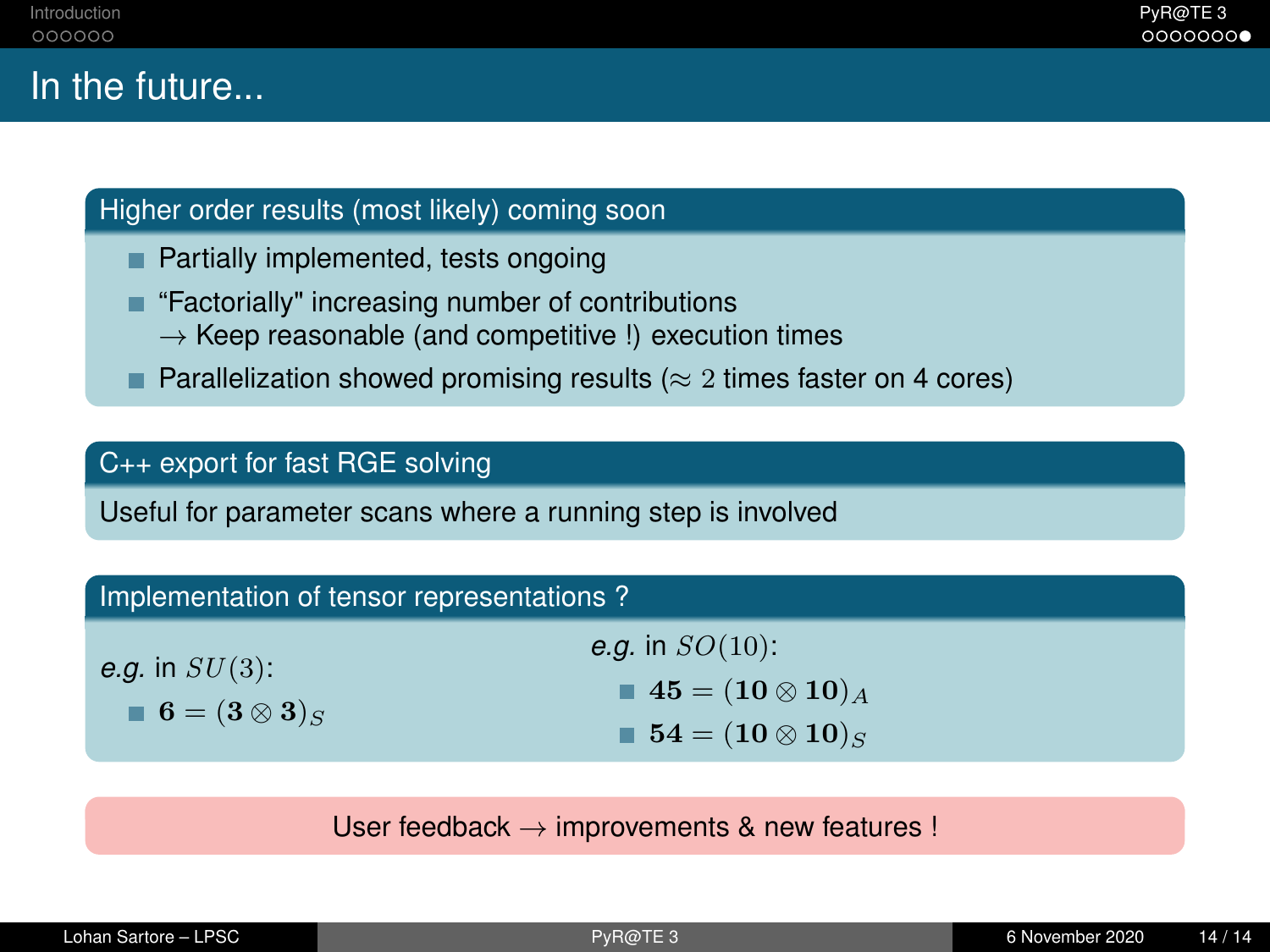# In the future...

### Higher order results (most likely) coming soon

- Partially implemented, tests ongoing
- “Factorially" increasing number of contributions
  $\rightarrow$ Keep reasonable (and competitive !) execution times
- Parallelization showed promising results ($\approx 2$ times faster on 4 cores)

### C++ export for fast RGE solving

Useful for parameter scans where a running step is involved

### Implementation of tensor representations ?

*e.g.* in $SU(3)$:

- $\mathbf{6} = (\mathbf{3} \otimes \mathbf{3})_S$

*e.g.* in $SO(10)$:

- $\mathbf{45} = (\mathbf{10} \otimes \mathbf{10})_A$
- $\mathbf{54} = (\mathbf{10} \otimes \mathbf{10})_S$

User feedback $\rightarrow$ improvements & new features !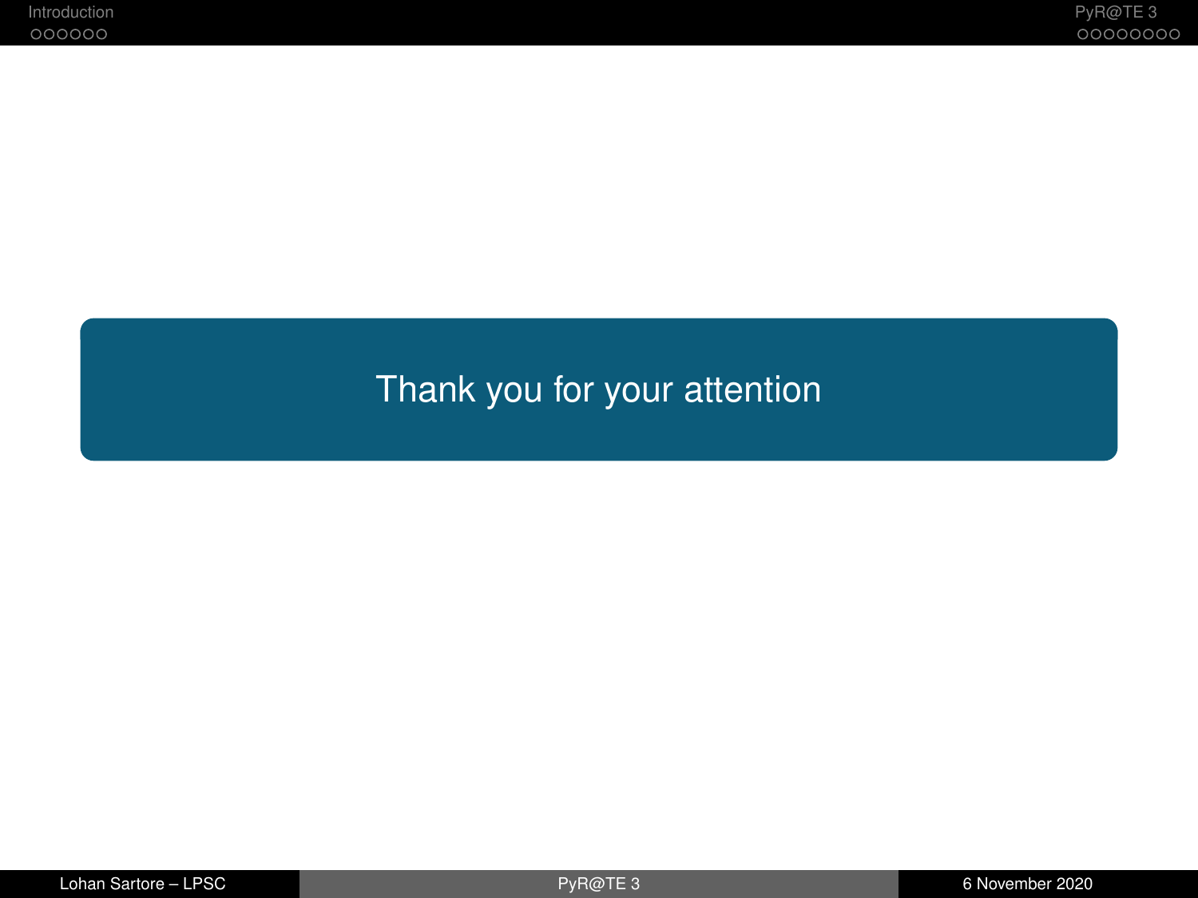Thank you for your attention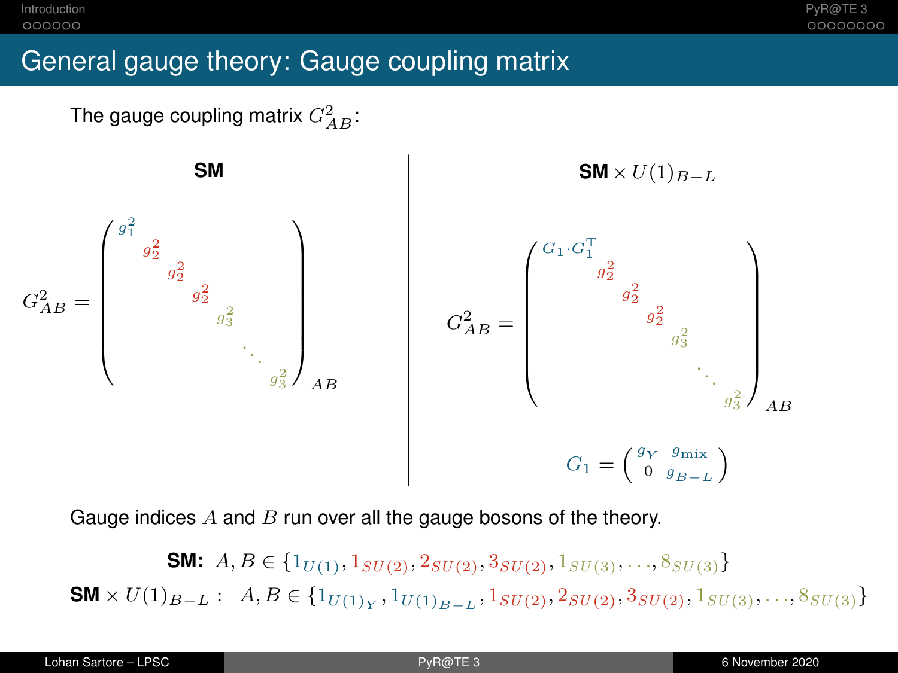# General gauge theory: Gauge coupling matrix

The gauge coupling matrix $G^2_{AB}$:

**SM**

$$G^2_{AB} = \begin{pmatrix} g_1^2 & & & & & & \\ & g_2^2 & & & & & \\ & & g_2^2 & & & & \\ & & & g_2^2 & & & \\ & & & & g_3^2 & & \\ & & & & & \ddots & \\ & & & & & & g_3^2 \end{pmatrix}_{AB}$$

**SM** $\times\, U(1)_{B-L}$

$$G^2_{AB} = \begin{pmatrix} G_1 \cdot G_1^{\mathrm{T}} & & & & & & \\ & g_2^2 & & & & & \\ & & g_2^2 & & & & \\ & & & g_2^2 & & & \\ & & & & g_3^2 & & \\ & & & & & \ddots & \\ & & & & & & g_3^2 \end{pmatrix}_{AB}$$

$$G_1 = \begin{pmatrix} g_Y & g_{\mathrm{mix}} \\ 0 & g_{B-L} \end{pmatrix}$$

Gauge indices $A$ and $B$ run over all the gauge bosons of the theory.

**SM:** $A, B \in \{1_{U(1)}, 1_{SU(2)}, 2_{SU(2)}, 3_{SU(2)}, 1_{SU(3)}, \ldots, 8_{SU(3)}\}$

**SM** $\times\, U(1)_{B-L}$ : $A, B \in \{1_{U(1)_Y}, 1_{U(1)_{B-L}}, 1_{SU(2)}, 2_{SU(2)}, 3_{SU(2)}, 1_{SU(3)}, \ldots, 8_{SU(3)}\}$